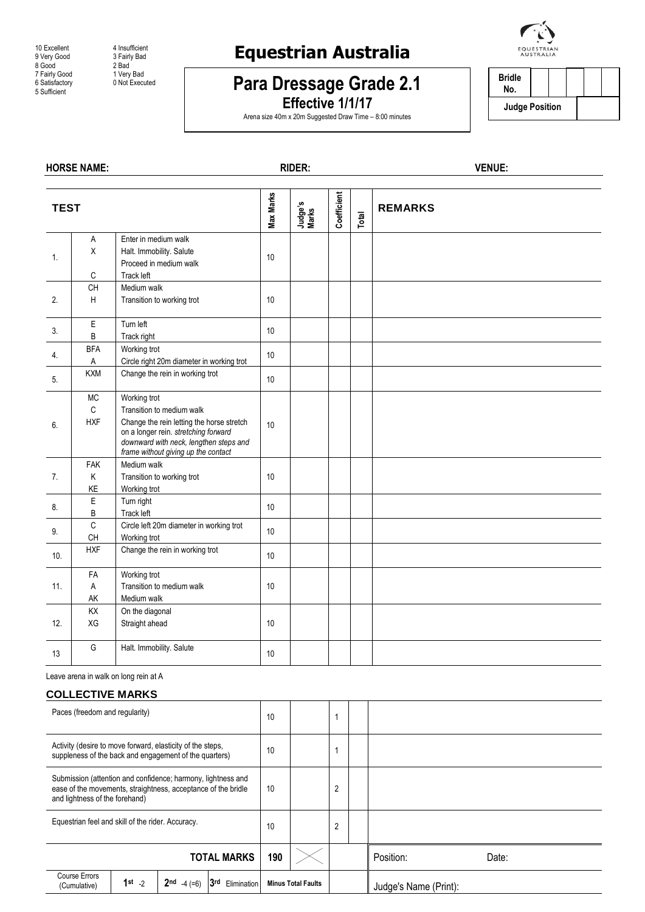10 Excellent
9 Very Good
8 Good
7 Fairly Good
6 Satisfactory
5 Sufficient

4 Insufficient
3 Fairly Bad
2 Bad
1 Very Bad
0 Not Executed

# Equestrian Australia

## Para Dressage Grade 2.1

**Effective 1/1/17**

Arena size 40m x 20m Suggested Draw Time – 8:00 minutes

| Bridle No. | | | | | |
|---|---|---|---|---|---|
| **Judge Position** | | | | | |

**HORSE NAME:** **RIDER:** **VENUE:**

| TEST | | | Max Marks | Judge's Marks | Coefficient | Total | REMARKS |
|---|---|---|---|---|---|---|---|
| 1. | A<br>X<br><br>C | Enter in medium walk<br>Halt. Immobility. Salute<br>Proceed in medium walk<br>Track left | 10 | | | | |
| 2. | CH<br>H | Medium walk<br>Transition to working trot | 10 | | | | |
| 3. | E<br>B | Turn left<br>Track right | 10 | | | | |
| 4. | BFA<br>A | Working trot<br>Circle right 20m diameter in working trot | 10 | | | | |
| 5. | KXM | Change the rein in working trot | 10 | | | | |
| 6. | MC<br>C<br>HXF | Working trot<br>Transition to medium walk<br>Change the rein letting the horse stretch on a longer rein. *stretching forward downward with neck, lengthen steps and frame without giving up the contact* | 10 | | | | |
| 7. | FAK<br>K<br>KE | Medium walk<br>Transition to working trot<br>Working trot | 10 | | | | |
| 8. | E<br>B | Turn right<br>Track left | 10 | | | | |
| 9. | C<br>CH | Circle left 20m diameter in working trot<br>Working trot | 10 | | | | |
| 10. | HXF | Change the rein in working trot | 10 | | | | |
| 11. | FA<br>A<br>AK | Working trot<br>Transition to medium walk<br>Medium walk | 10 | | | | |
| 12. | KX<br>XG | On the diagonal<br>Straight ahead | 10 | | | | |
| 13 | G | Halt. Immobility. Salute | 10 | | | | |

Leave arena in walk on long rein at A

### COLLECTIVE MARKS

| | Max Marks | Judge's Marks | Coefficient | Total | Remarks |
|---|---|---|---|---|---|
| Paces (freedom and regularity) | 10 | | 1 | | |
| Activity (desire to move forward, elasticity of the steps, suppleness of the back and engagement of the quarters) | 10 | | 1 | | |
| Submission (attention and confidence; harmony, lightness and ease of the movements, straightness, acceptance of the bridle and lightness of the forehand) | 10 | | 2 | | |
| Equestrian feel and skill of the rider. Accuracy. | 10 | | 2 | | |
| **TOTAL MARKS** | **190** | | | | Position: Date: |

| Course Errors (Cumulative) | 1st -2 | 2nd -4 (=6) | 3rd Elimination | Minus Total Faults | | Judge's Name (Print): |
|---|---|---|---|---|---|---|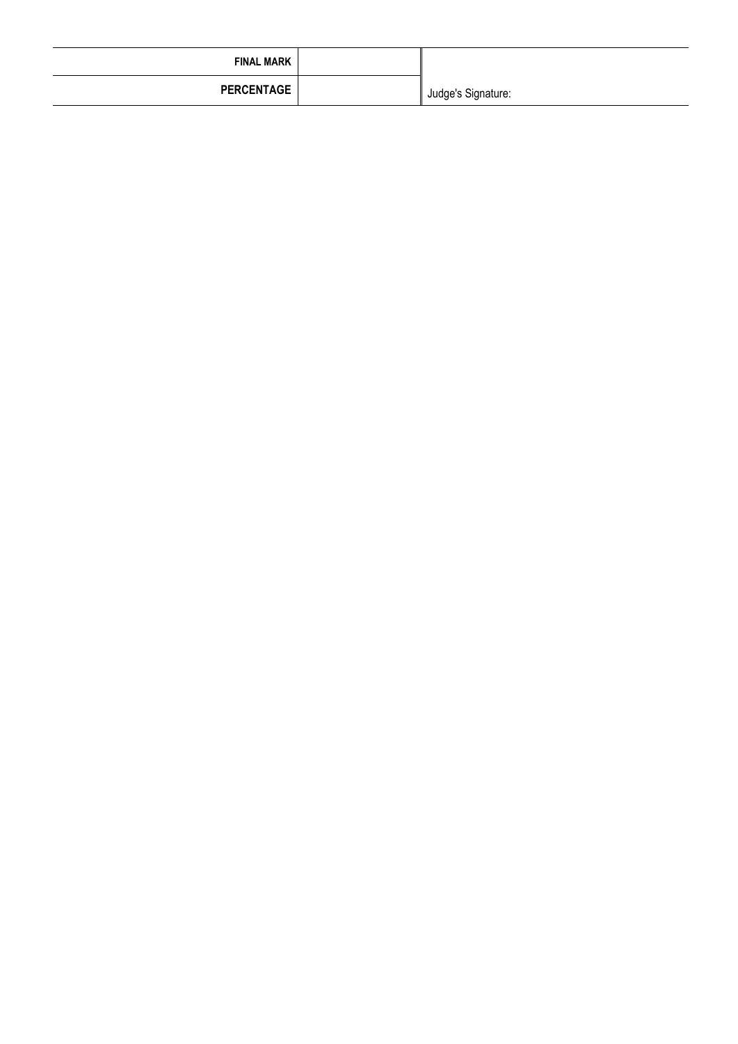| | | |
|---|---|---|
| **FINAL MARK** | | |
| **PERCENTAGE** | | Judge's Signature: |